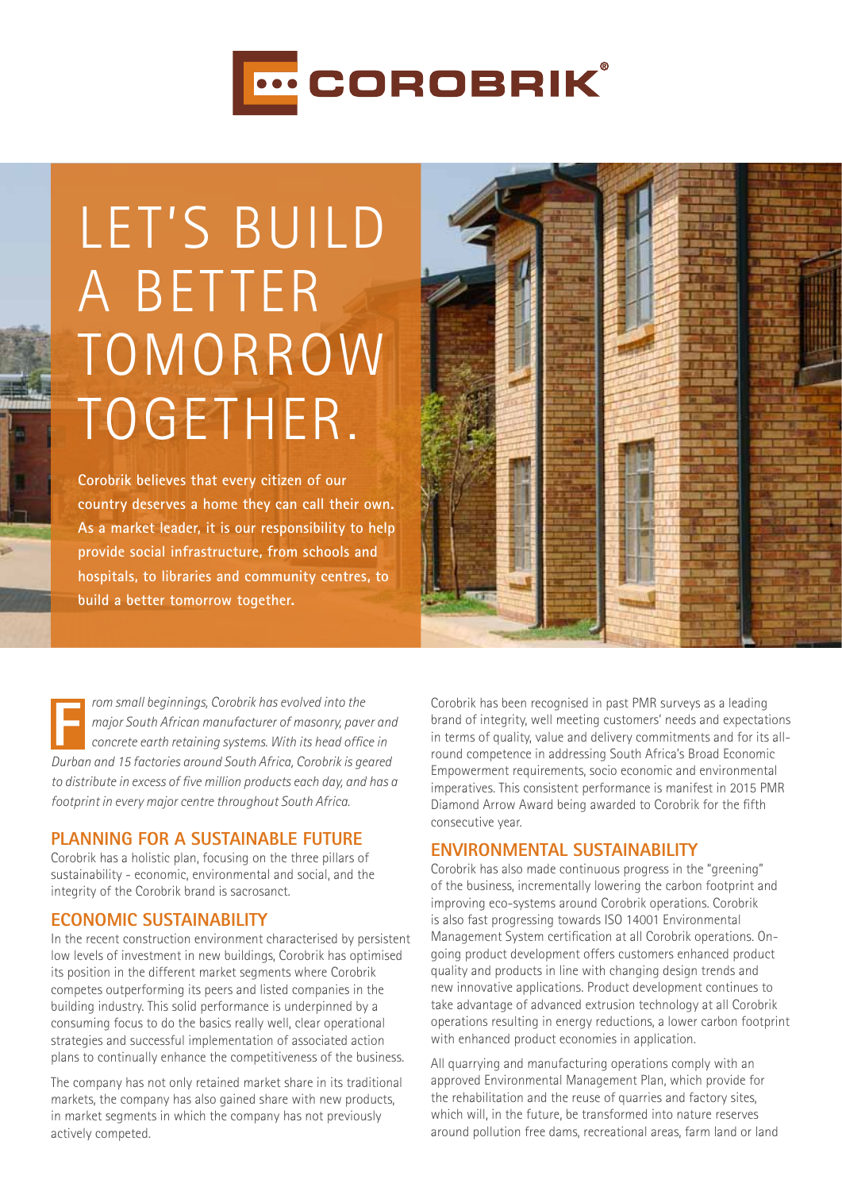# COROBRIK®

# LET'S BUILD A BETTER TOMORROW TOGETHER.

**Corobrik believes that every citizen of our country deserves a home they can call their own. As a market leader, it is our responsibility to help provide social infrastructure, from schools and hospitals, to libraries and community centres, to build a better tomorrow together.**

*From small beginnings, Corobrik has evolved into the major South African manufacturer of masonry, paver and concrete earth retaining systems. With its head office in Durban and 15 factories around South Africa, Corobrik is geared to distribute in excess of five million products each day, and has a footprint in every major centre throughout South Africa.*

## PLANNING FOR A SUSTAINABLE FUTURE

Corobrik has a holistic plan, focusing on the three pillars of sustainability - economic, environmental and social, and the integrity of the Corobrik brand is sacrosanct.

## ECONOMIC SUSTAINABILITY

In the recent construction environment characterised by persistent low levels of investment in new buildings, Corobrik has optimised its position in the different market segments where Corobrik competes outperforming its peers and listed companies in the building industry. This solid performance is underpinned by a consuming focus to do the basics really well, clear operational strategies and successful implementation of associated action plans to continually enhance the competitiveness of the business.

The company has not only retained market share in its traditional markets, the company has also gained share with new products, in market segments in which the company has not previously actively competed.

Corobrik has been recognised in past PMR surveys as a leading brand of integrity, well meeting customers' needs and expectations in terms of quality, value and delivery commitments and for its all-round competence in addressing South Africa's Broad Economic Empowerment requirements, socio economic and environmental imperatives. This consistent performance is manifest in 2015 PMR Diamond Arrow Award being awarded to Corobrik for the fifth consecutive year.

## ENVIRONMENTAL SUSTAINABILITY

Corobrik has also made continuous progress in the "greening" of the business, incrementally lowering the carbon footprint and improving eco-systems around Corobrik operations. Corobrik is also fast progressing towards ISO 14001 Environmental Management System certification at all Corobrik operations. On-going product development offers customers enhanced product quality and products in line with changing design trends and new innovative applications. Product development continues to take advantage of advanced extrusion technology at all Corobrik operations resulting in energy reductions, a lower carbon footprint with enhanced product economies in application.

All quarrying and manufacturing operations comply with an approved Environmental Management Plan, which provide for the rehabilitation and the reuse of quarries and factory sites, which will, in the future, be transformed into nature reserves around pollution free dams, recreational areas, farm land or land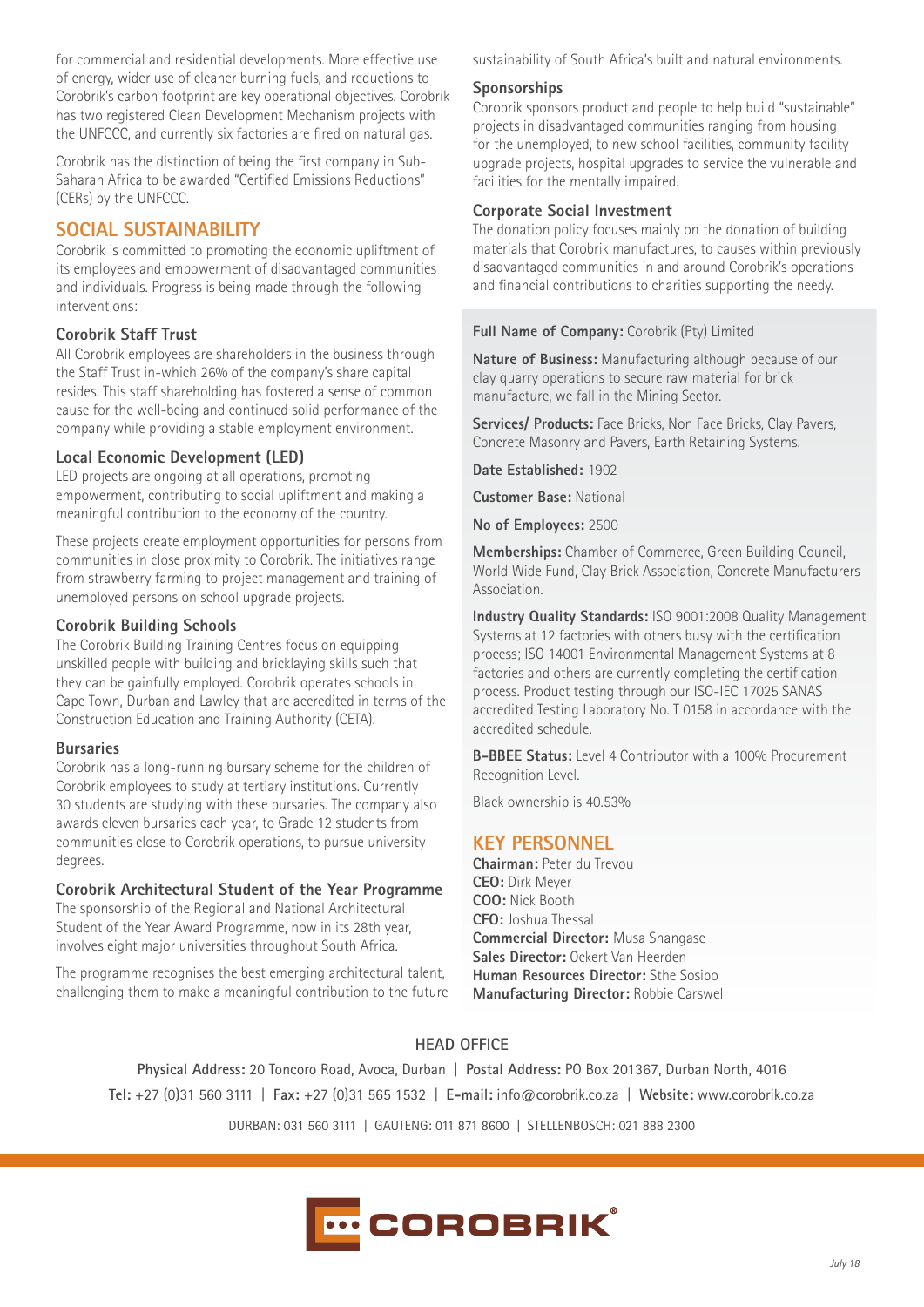for commercial and residential developments. More effective use of energy, wider use of cleaner burning fuels, and reductions to Corobrik's carbon footprint are key operational objectives. Corobrik has two registered Clean Development Mechanism projects with the UNFCCC, and currently six factories are fired on natural gas.

Corobrik has the distinction of being the first company in Sub-Saharan Africa to be awarded "Certified Emissions Reductions" (CERs) by the UNFCCC.

## SOCIAL SUSTAINABILITY

Corobrik is committed to promoting the economic upliftment of its employees and empowerment of disadvantaged communities and individuals. Progress is being made through the following interventions:

### Corobrik Staff Trust

All Corobrik employees are shareholders in the business through the Staff Trust in-which 26% of the company's share capital resides. This staff shareholding has fostered a sense of common cause for the well-being and continued solid performance of the company while providing a stable employment environment.

### Local Economic Development (LED)

LED projects are ongoing at all operations, promoting empowerment, contributing to social upliftment and making a meaningful contribution to the economy of the country.

These projects create employment opportunities for persons from communities in close proximity to Corobrik. The initiatives range from strawberry farming to project management and training of unemployed persons on school upgrade projects.

### Corobrik Building Schools

The Corobrik Building Training Centres focus on equipping unskilled people with building and bricklaying skills such that they can be gainfully employed. Corobrik operates schools in Cape Town, Durban and Lawley that are accredited in terms of the Construction Education and Training Authority (CETA).

### Bursaries

Corobrik has a long-running bursary scheme for the children of Corobrik employees to study at tertiary institutions. Currently 30 students are studying with these bursaries. The company also awards eleven bursaries each year, to Grade 12 students from communities close to Corobrik operations, to pursue university degrees.

### Corobrik Architectural Student of the Year Programme

The sponsorship of the Regional and National Architectural Student of the Year Award Programme, now in its 28th year, involves eight major universities throughout South Africa.

The programme recognises the best emerging architectural talent, challenging them to make a meaningful contribution to the future sustainability of South Africa's built and natural environments.

### Sponsorships

Corobrik sponsors product and people to help build "sustainable" projects in disadvantaged communities ranging from housing for the unemployed, to new school facilities, community facility upgrade projects, hospital upgrades to service the vulnerable and facilities for the mentally impaired.

### Corporate Social Investment

The donation policy focuses mainly on the donation of building materials that Corobrik manufactures, to causes within previously disadvantaged communities in and around Corobrik's operations and financial contributions to charities supporting the needy.

**Full Name of Company:** Corobrik (Pty) Limited

**Nature of Business:** Manufacturing although because of our clay quarry operations to secure raw material for brick manufacture, we fall in the Mining Sector.

**Services/ Products:** Face Bricks, Non Face Bricks, Clay Pavers, Concrete Masonry and Pavers, Earth Retaining Systems.

**Date Established:** 1902

**Customer Base:** National

**No of Employees:** 2500

**Memberships:** Chamber of Commerce, Green Building Council, World Wide Fund, Clay Brick Association, Concrete Manufacturers Association.

**Industry Quality Standards:** ISO 9001:2008 Quality Management Systems at 12 factories with others busy with the certification process; ISO 14001 Environmental Management Systems at 8 factories and others are currently completing the certification process. Product testing through our ISO-IEC 17025 SANAS accredited Testing Laboratory No. T 0158 in accordance with the accredited schedule.

**B-BBEE Status:** Level 4 Contributor with a 100% Procurement Recognition Level.

Black ownership is 40.53%

## KEY PERSONNEL

**Chairman:** Peter du Trevou
**CEO:** Dirk Meyer
**COO:** Nick Booth
**CFO:** Joshua Thessal
**Commercial Director:** Musa Shangase
**Sales Director:** Ockert Van Heerden
**Human Resources Director:** Sthe Sosibo
**Manufacturing Director:** Robbie Carswell

HEAD OFFICE

**Physical Address:** 20 Toncoro Road, Avoca, Durban | **Postal Address:** PO Box 201367, Durban North, 4016

**Tel:** +27 (0)31 560 3111 | **Fax:** +27 (0)31 565 1532 | **E-mail:** info@corobrik.co.za | **Website:** www.corobrik.co.za

DURBAN: 031 560 3111 | GAUTENG: 011 871 8600 | STELLENBOSCH: 021 888 2300

COROBRIK®

*July 18*